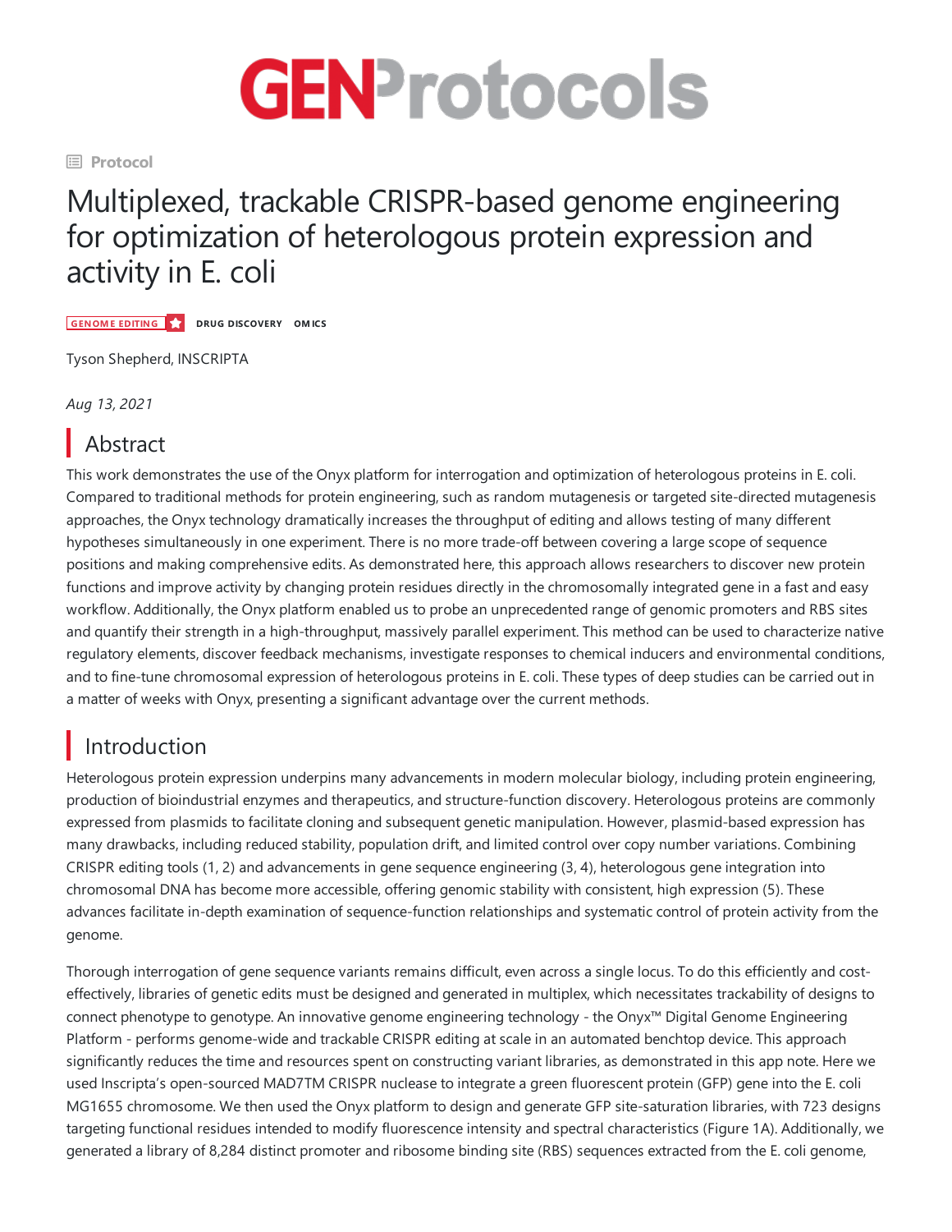# GENProtocols

Protocol

# Multiplexed, trackable CRISPR-based genome engineering for optimization of heterologous protein expression and activity in E. coli

GENOME EDITING DRUG DISCOVERY OMICS

Tyson Shepherd, INSCRIPTA

*Aug 13, 2021*

## Abstract

This work demonstrates the use of the Onyx platform for interrogation and optimization of heterologous proteins in E. coli. Compared to traditional methods for protein engineering, such as random mutagenesis or targeted site-directed mutagenesis approaches, the Onyx technology dramatically increases the throughput of editing and allows testing of many different hypotheses simultaneously in one experiment. There is no more trade-off between covering a large scope of sequence positions and making comprehensive edits. As demonstrated here, this approach allows researchers to discover new protein functions and improve activity by changing protein residues directly in the chromosomally integrated gene in a fast and easy workflow. Additionally, the Onyx platform enabled us to probe an unprecedented range of genomic promoters and RBS sites and quantify their strength in a high-throughput, massively parallel experiment. This method can be used to characterize native regulatory elements, discover feedback mechanisms, investigate responses to chemical inducers and environmental conditions, and to fine-tune chromosomal expression of heterologous proteins in E. coli. These types of deep studies can be carried out in a matter of weeks with Onyx, presenting a significant advantage over the current methods.

## Introduction

Heterologous protein expression underpins many advancements in modern molecular biology, including protein engineering, production of bioindustrial enzymes and therapeutics, and structure-function discovery. Heterologous proteins are commonly expressed from plasmids to facilitate cloning and subsequent genetic manipulation. However, plasmid-based expression has many drawbacks, including reduced stability, population drift, and limited control over copy number variations. Combining CRISPR editing tools (1, 2) and advancements in gene sequence engineering (3, 4), heterologous gene integration into chromosomal DNA has become more accessible, offering genomic stability with consistent, high expression (5). These advances facilitate in-depth examination of sequence-function relationships and systematic control of protein activity from the genome.

Thorough interrogation of gene sequence variants remains difficult, even across a single locus. To do this efficiently and cost-effectively, libraries of genetic edits must be designed and generated in multiplex, which necessitates trackability of designs to connect phenotype to genotype. An innovative genome engineering technology - the Onyx™ Digital Genome Engineering Platform - performs genome-wide and trackable CRISPR editing at scale in an automated benchtop device. This approach significantly reduces the time and resources spent on constructing variant libraries, as demonstrated in this app note. Here we used Inscripta's open-sourced MAD7TM CRISPR nuclease to integrate a green fluorescent protein (GFP) gene into the E. coli MG1655 chromosome. We then used the Onyx platform to design and generate GFP site-saturation libraries, with 723 designs targeting functional residues intended to modify fluorescence intensity and spectral characteristics (Figure 1A). Additionally, we generated a library of 8,284 distinct promoter and ribosome binding site (RBS) sequences extracted from the E. coli genome,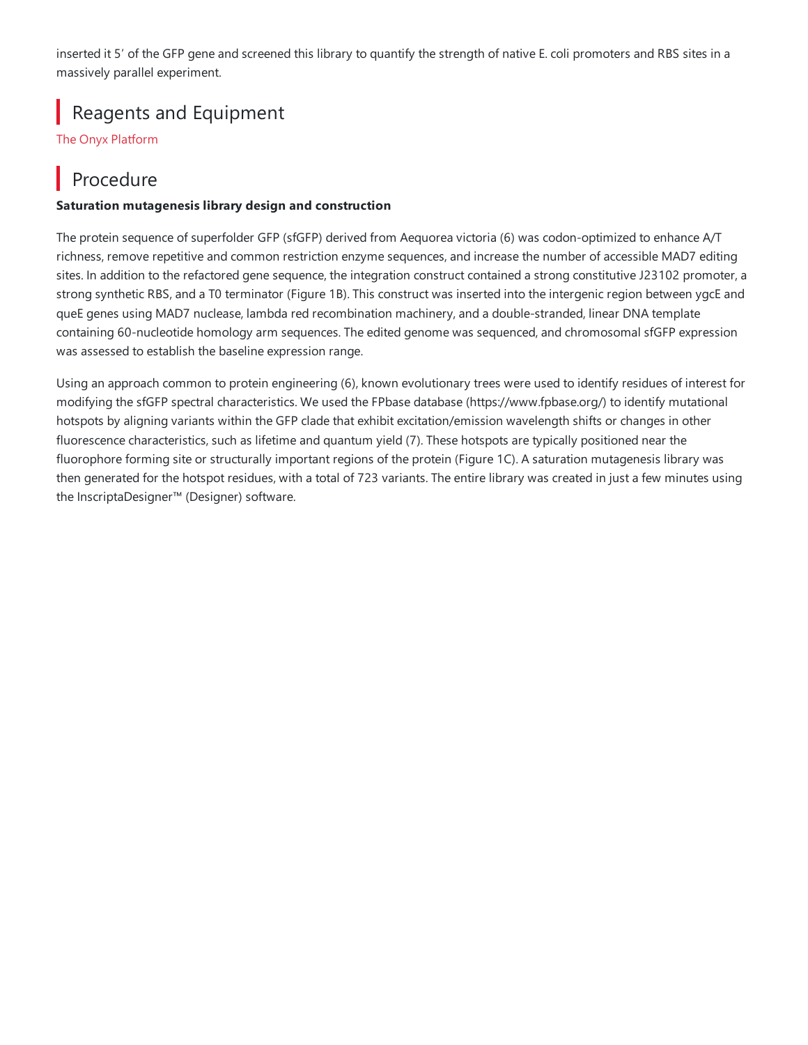inserted it 5′ of the GFP gene and screened this library to quantify the strength of native E. coli promoters and RBS sites in a massively parallel experiment.

## Reagents and Equipment

The Onyx Platform

## Procedure

**Saturation mutagenesis library design and construction**

The protein sequence of superfolder GFP (sfGFP) derived from Aequorea victoria (6) was codon-optimized to enhance A/T richness, remove repetitive and common restriction enzyme sequences, and increase the number of accessible MAD7 editing sites. In addition to the refactored gene sequence, the integration construct contained a strong constitutive J23102 promoter, a strong synthetic RBS, and a T0 terminator (Figure 1B). This construct was inserted into the intergenic region between ygcE and queE genes using MAD7 nuclease, lambda red recombination machinery, and a double-stranded, linear DNA template containing 60-nucleotide homology arm sequences. The edited genome was sequenced, and chromosomal sfGFP expression was assessed to establish the baseline expression range.

Using an approach common to protein engineering (6), known evolutionary trees were used to identify residues of interest for modifying the sfGFP spectral characteristics. We used the FPbase database (https://www.fpbase.org/) to identify mutational hotspots by aligning variants within the GFP clade that exhibit excitation/emission wavelength shifts or changes in other fluorescence characteristics, such as lifetime and quantum yield (7). These hotspots are typically positioned near the fluorophore forming site or structurally important regions of the protein (Figure 1C). A saturation mutagenesis library was then generated for the hotspot residues, with a total of 723 variants. The entire library was created in just a few minutes using the InscriptaDesigner™ (Designer) software.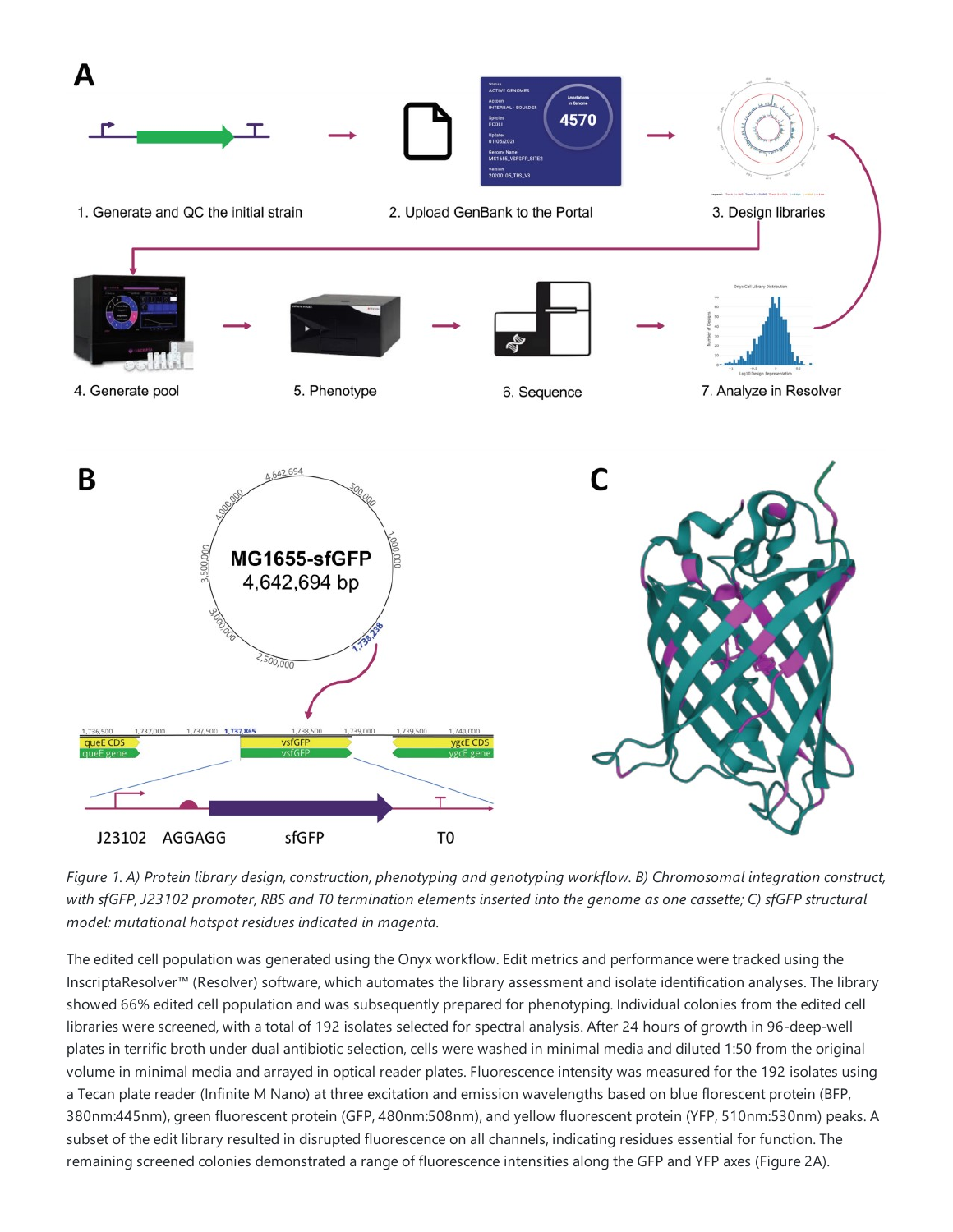*Figure 1. A) Protein library design, construction, phenotyping and genotyping workflow. B) Chromosomal integration construct, with sfGFP, J23102 promoter, RBS and T0 termination elements inserted into the genome as one cassette; C) sfGFP structural model: mutational hotspot residues indicated in magenta.*

The edited cell population was generated using the Onyx workflow. Edit metrics and performance were tracked using the InscriptaResolver™ (Resolver) software, which automates the library assessment and isolate identification analyses. The library showed 66% edited cell population and was subsequently prepared for phenotyping. Individual colonies from the edited cell libraries were screened, with a total of 192 isolates selected for spectral analysis. After 24 hours of growth in 96-deep-well plates in terrific broth under dual antibiotic selection, cells were washed in minimal media and diluted 1:50 from the original volume in minimal media and arrayed in optical reader plates. Fluorescence intensity was measured for the 192 isolates using a Tecan plate reader (Infinite M Nano) at three excitation and emission wavelengths based on blue florescent protein (BFP, 380nm:445nm), green fluorescent protein (GFP, 480nm:508nm), and yellow fluorescent protein (YFP, 510nm:530nm) peaks. A subset of the edit library resulted in disrupted fluorescence on all channels, indicating residues essential for function. The remaining screened colonies demonstrated a range of fluorescence intensities along the GFP and YFP axes (Figure 2A).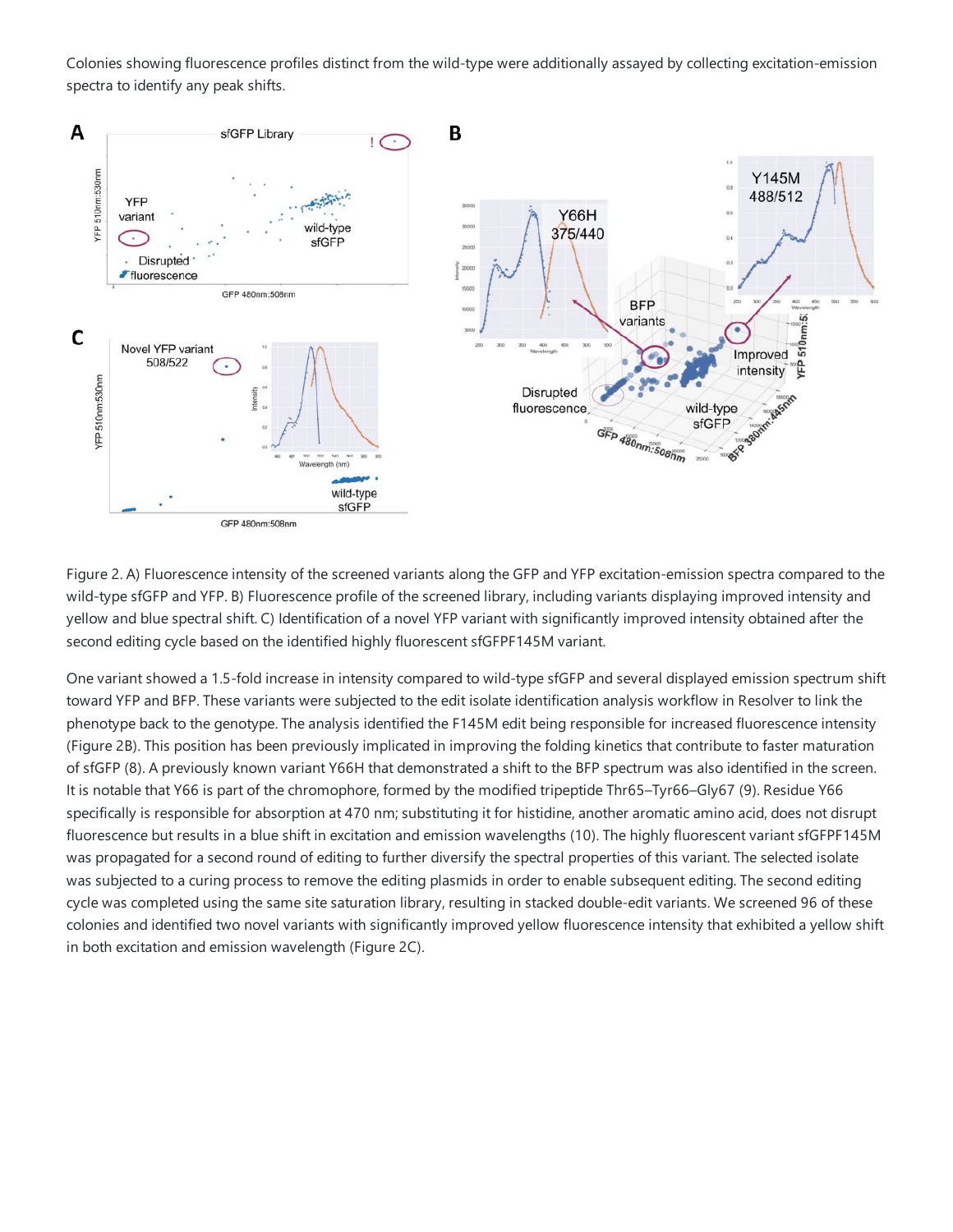Colonies showing fluorescence profiles distinct from the wild-type were additionally assayed by collecting excitation-emission spectra to identify any peak shifts.

Figure 2. A) Fluorescence intensity of the screened variants along the GFP and YFP excitation-emission spectra compared to the wild-type sfGFP and YFP. B) Fluorescence profile of the screened library, including variants displaying improved intensity and yellow and blue spectral shift. C) Identification of a novel YFP variant with significantly improved intensity obtained after the second editing cycle based on the identified highly fluorescent sfGFPF145M variant.

One variant showed a 1.5-fold increase in intensity compared to wild-type sfGFP and several displayed emission spectrum shift toward YFP and BFP. These variants were subjected to the edit isolate identification analysis workflow in Resolver to link the phenotype back to the genotype. The analysis identified the F145M edit being responsible for increased fluorescence intensity (Figure 2B). This position has been previously implicated in improving the folding kinetics that contribute to faster maturation of sfGFP (8). A previously known variant Y66H that demonstrated a shift to the BFP spectrum was also identified in the screen. It is notable that Y66 is part of the chromophore, formed by the modified tripeptide Thr65–Tyr66–Gly67 (9). Residue Y66 specifically is responsible for absorption at 470 nm; substituting it for histidine, another aromatic amino acid, does not disrupt fluorescence but results in a blue shift in excitation and emission wavelengths (10). The highly fluorescent variant sfGFPF145M was propagated for a second round of editing to further diversify the spectral properties of this variant. The selected isolate was subjected to a curing process to remove the editing plasmids in order to enable subsequent editing. The second editing cycle was completed using the same site saturation library, resulting in stacked double-edit variants. We screened 96 of these colonies and identified two novel variants with significantly improved yellow fluorescence intensity that exhibited a yellow shift in both excitation and emission wavelength (Figure 2C).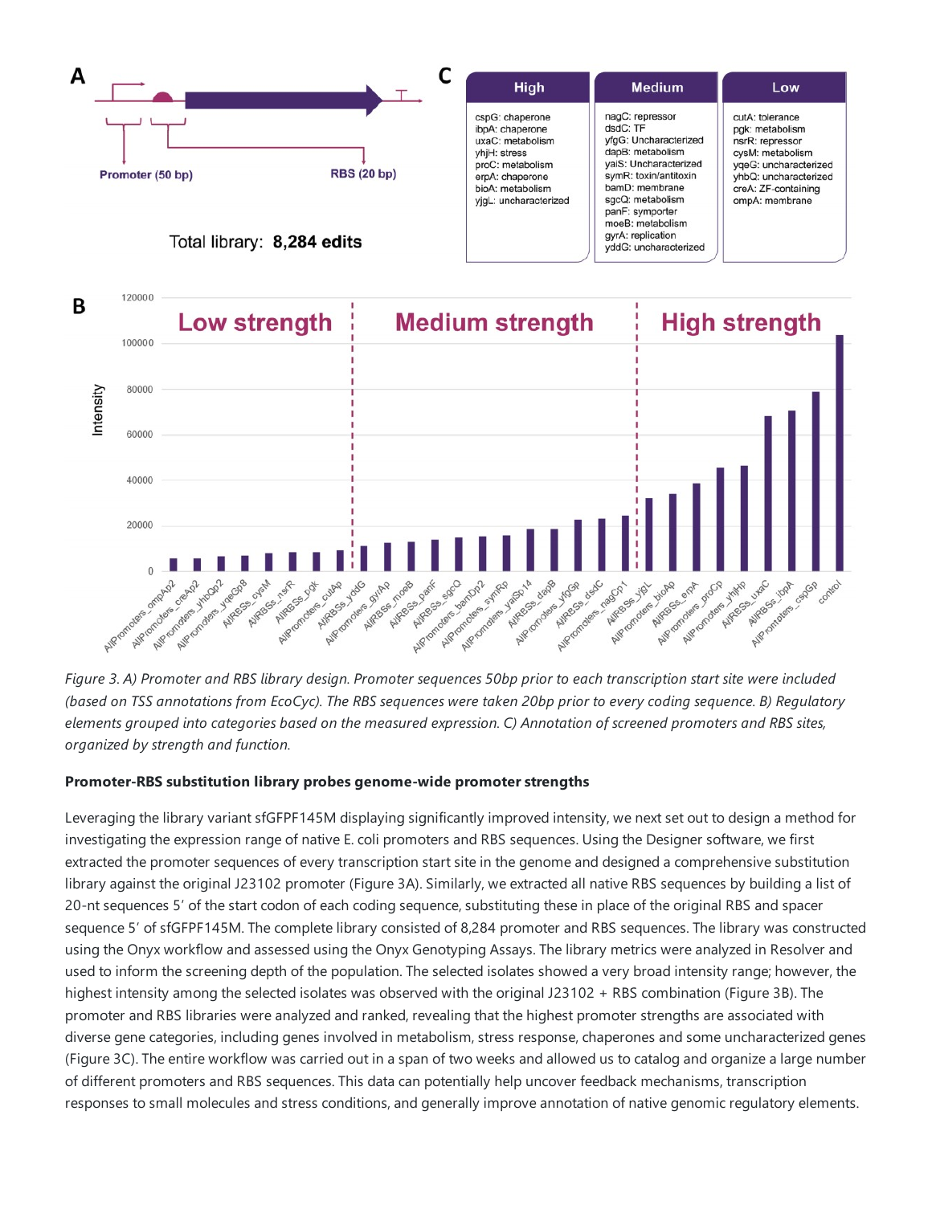*Figure 3. A) Promoter and RBS library design. Promoter sequences 50bp prior to each transcription start site were included (based on TSS annotations from EcoCyc). The RBS sequences were taken 20bp prior to every coding sequence. B) Regulatory elements grouped into categories based on the measured expression. C) Annotation of screened promoters and RBS sites, organized by strength and function.*

**Promoter-RBS substitution library probes genome-wide promoter strengths**

Leveraging the library variant sfGFPF145M displaying significantly improved intensity, we next set out to design a method for investigating the expression range of native E. coli promoters and RBS sequences. Using the Designer software, we first extracted the promoter sequences of every transcription start site in the genome and designed a comprehensive substitution library against the original J23102 promoter (Figure 3A). Similarly, we extracted all native RBS sequences by building a list of 20-nt sequences 5′ of the start codon of each coding sequence, substituting these in place of the original RBS and spacer sequence 5′ of sfGFPF145M. The complete library consisted of 8,284 promoter and RBS sequences. The library was constructed using the Onyx workflow and assessed using the Onyx Genotyping Assays. The library metrics were analyzed in Resolver and used to inform the screening depth of the population. The selected isolates showed a very broad intensity range; however, the highest intensity among the selected isolates was observed with the original J23102 + RBS combination (Figure 3B). The promoter and RBS libraries were analyzed and ranked, revealing that the highest promoter strengths are associated with diverse gene categories, including genes involved in metabolism, stress response, chaperones and some uncharacterized genes (Figure 3C). The entire workflow was carried out in a span of two weeks and allowed us to catalog and organize a large number of different promoters and RBS sequences. This data can potentially help uncover feedback mechanisms, transcription responses to small molecules and stress conditions, and generally improve annotation of native genomic regulatory elements.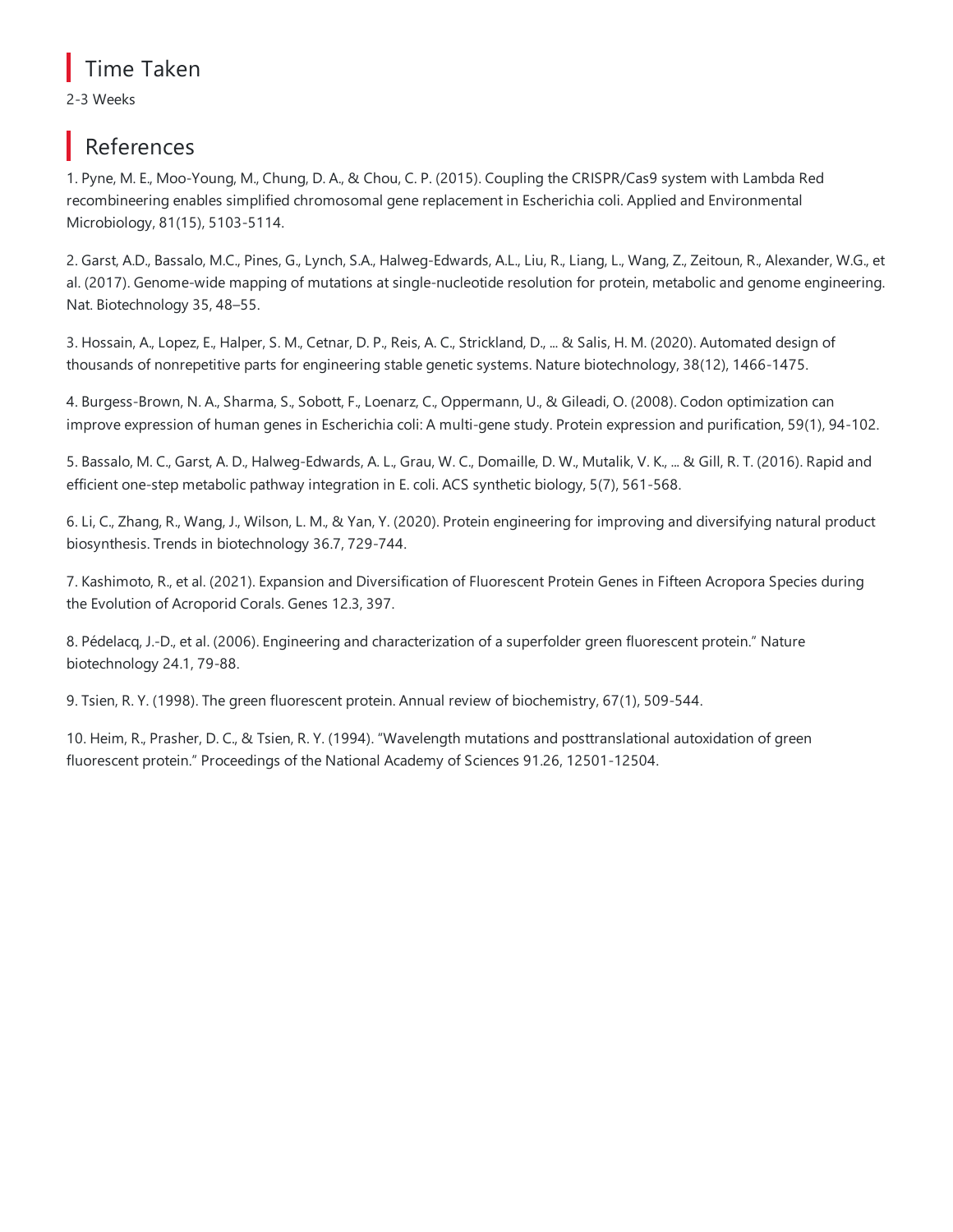## Time Taken

2-3 Weeks

## References

1. Pyne, M. E., Moo-Young, M., Chung, D. A., & Chou, C. P. (2015). Coupling the CRISPR/Cas9 system with Lambda Red recombineering enables simplified chromosomal gene replacement in Escherichia coli. Applied and Environmental Microbiology, 81(15), 5103-5114.

2. Garst, A.D., Bassalo, M.C., Pines, G., Lynch, S.A., Halweg-Edwards, A.L., Liu, R., Liang, L., Wang, Z., Zeitoun, R., Alexander, W.G., et al. (2017). Genome-wide mapping of mutations at single-nucleotide resolution for protein, metabolic and genome engineering. Nat. Biotechnology 35, 48–55.

3. Hossain, A., Lopez, E., Halper, S. M., Cetnar, D. P., Reis, A. C., Strickland, D., ... & Salis, H. M. (2020). Automated design of thousands of nonrepetitive parts for engineering stable genetic systems. Nature biotechnology, 38(12), 1466-1475.

4. Burgess-Brown, N. A., Sharma, S., Sobott, F., Loenarz, C., Oppermann, U., & Gileadi, O. (2008). Codon optimization can improve expression of human genes in Escherichia coli: A multi-gene study. Protein expression and purification, 59(1), 94-102.

5. Bassalo, M. C., Garst, A. D., Halweg-Edwards, A. L., Grau, W. C., Domaille, D. W., Mutalik, V. K., ... & Gill, R. T. (2016). Rapid and efficient one-step metabolic pathway integration in E. coli. ACS synthetic biology, 5(7), 561-568.

6. Li, C., Zhang, R., Wang, J., Wilson, L. M., & Yan, Y. (2020). Protein engineering for improving and diversifying natural product biosynthesis. Trends in biotechnology 36.7, 729-744.

7. Kashimoto, R., et al. (2021). Expansion and Diversification of Fluorescent Protein Genes in Fifteen Acropora Species during the Evolution of Acroporid Corals. Genes 12.3, 397.

8. Pédelacq, J.-D., et al. (2006). Engineering and characterization of a superfolder green fluorescent protein." Nature biotechnology 24.1, 79-88.

9. Tsien, R. Y. (1998). The green fluorescent protein. Annual review of biochemistry, 67(1), 509-544.

10. Heim, R., Prasher, D. C., & Tsien, R. Y. (1994). "Wavelength mutations and posttranslational autoxidation of green fluorescent protein." Proceedings of the National Academy of Sciences 91.26, 12501-12504.